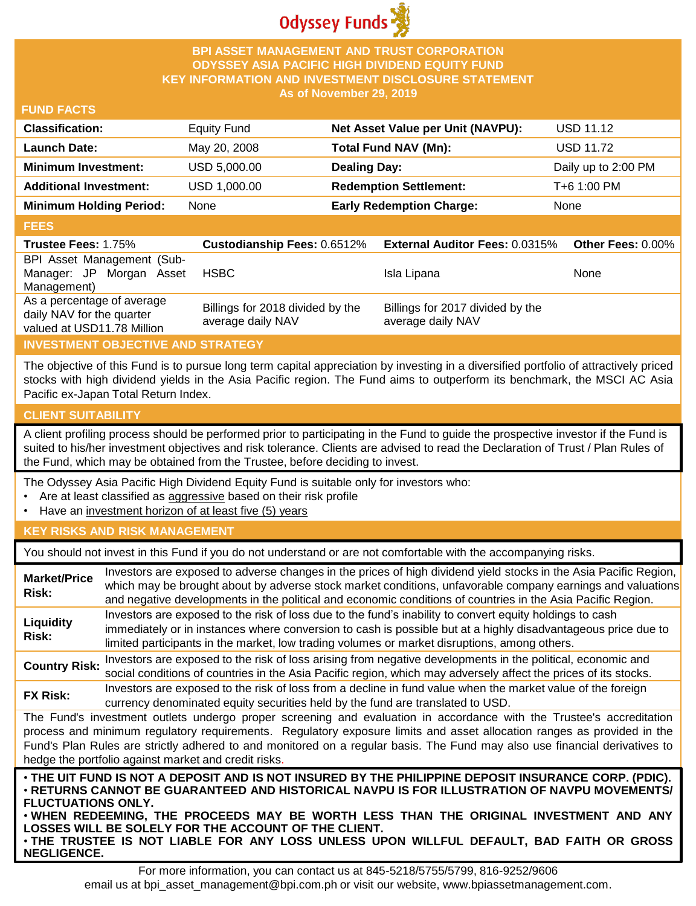Odyssey Funds

# BPI ASSET MANAGEMENT AND TRUST CORPORATION
# ODYSSEY ASIA PACIFIC HIGH DIVIDEND EQUITY FUND
## KEY INFORMATION AND INVESTMENT DISCLOSURE STATEMENT
### As of November 29, 2019

## FUND FACTS

| | | | |
|---|---|---|---|
| **Classification:** | Equity Fund | **Net Asset Value per Unit (NAVPU):** | USD 11.12 |
| **Launch Date:** | May 20, 2008 | **Total Fund NAV (Mn):** | USD 11.72 |
| **Minimum Investment:** | USD 5,000.00 | **Dealing Day:** | Daily up to 2:00 PM |
| **Additional Investment:** | USD 1,000.00 | **Redemption Settlement:** | T+6 1:00 PM |
| **Minimum Holding Period:** | None | **Early Redemption Charge:** | None |

## FEES

| **Trustee Fees:** 1.75% | **Custodianship Fees:** 0.6512% | **External Auditor Fees:** 0.0315% | **Other Fees:** 0.00% |
|---|---|---|---|
| BPI Asset Management (Sub-Manager: JP Morgan Asset Management) | HSBC | Isla Lipana | None |
| As a percentage of average daily NAV for the quarter valued at USD11.78 Million | Billings for 2018 divided by the average daily NAV | Billings for 2017 divided by the average daily NAV | |

## INVESTMENT OBJECTIVE AND STRATEGY

The objective of this Fund is to pursue long term capital appreciation by investing in a diversified portfolio of attractively priced stocks with high dividend yields in the Asia Pacific region. The Fund aims to outperform its benchmark, the MSCI AC Asia Pacific ex-Japan Total Return Index.

## CLIENT SUITABILITY

A client profiling process should be performed prior to participating in the Fund to guide the prospective investor if the Fund is suited to his/her investment objectives and risk tolerance. Clients are advised to read the Declaration of Trust / Plan Rules of the Fund, which may be obtained from the Trustee, before deciding to invest.

The Odyssey Asia Pacific High Dividend Equity Fund is suitable only for investors who:

- Are at least classified as aggressive based on their risk profile
- Have an investment horizon of at least five (5) years

## KEY RISKS AND RISK MANAGEMENT

You should not invest in this Fund if you do not understand or are not comfortable with the accompanying risks.

| | |
|---|---|
| **Market/Price Risk:** | Investors are exposed to adverse changes in the prices of high dividend yield stocks in the Asia Pacific Region, which may be brought about by adverse stock market conditions, unfavorable company earnings and valuations and negative developments in the political and economic conditions of countries in the Asia Pacific Region. |
| **Liquidity Risk:** | Investors are exposed to the risk of loss due to the fund's inability to convert equity holdings to cash immediately or in instances where conversion to cash is possible but at a highly disadvantageous price due to limited participants in the market, low trading volumes or market disruptions, among others. |
| **Country Risk:** | Investors are exposed to the risk of loss arising from negative developments in the political, economic and social conditions of countries in the Asia Pacific region, which may adversely affect the prices of its stocks. |
| **FX Risk:** | Investors are exposed to the risk of loss from a decline in fund value when the market value of the foreign currency denominated equity securities held by the fund are translated to USD. |

The Fund's investment outlets undergo proper screening and evaluation in accordance with the Trustee's accreditation process and minimum regulatory requirements. Regulatory exposure limits and asset allocation ranges as provided in the Fund's Plan Rules are strictly adhered to and monitored on a regular basis. The Fund may also use financial derivatives to hedge the portfolio against market and credit risks.

- **THE UIT FUND IS NOT A DEPOSIT AND IS NOT INSURED BY THE PHILIPPINE DEPOSIT INSURANCE CORP. (PDIC).**
- **RETURNS CANNOT BE GUARANTEED AND HISTORICAL NAVPU IS FOR ILLUSTRATION OF NAVPU MOVEMENTS/ FLUCTUATIONS ONLY.**
- **WHEN REDEEMING, THE PROCEEDS MAY BE WORTH LESS THAN THE ORIGINAL INVESTMENT AND ANY LOSSES WILL BE SOLELY FOR THE ACCOUNT OF THE CLIENT.**
- **THE TRUSTEE IS NOT LIABLE FOR ANY LOSS UNLESS UPON WILLFUL DEFAULT, BAD FAITH OR GROSS NEGLIGENCE.**

For more information, you can contact us at 845-5218/5755/5799, 816-9252/9606 email us at bpi_asset_management@bpi.com.ph or visit our website, www.bpiassetmanagement.com.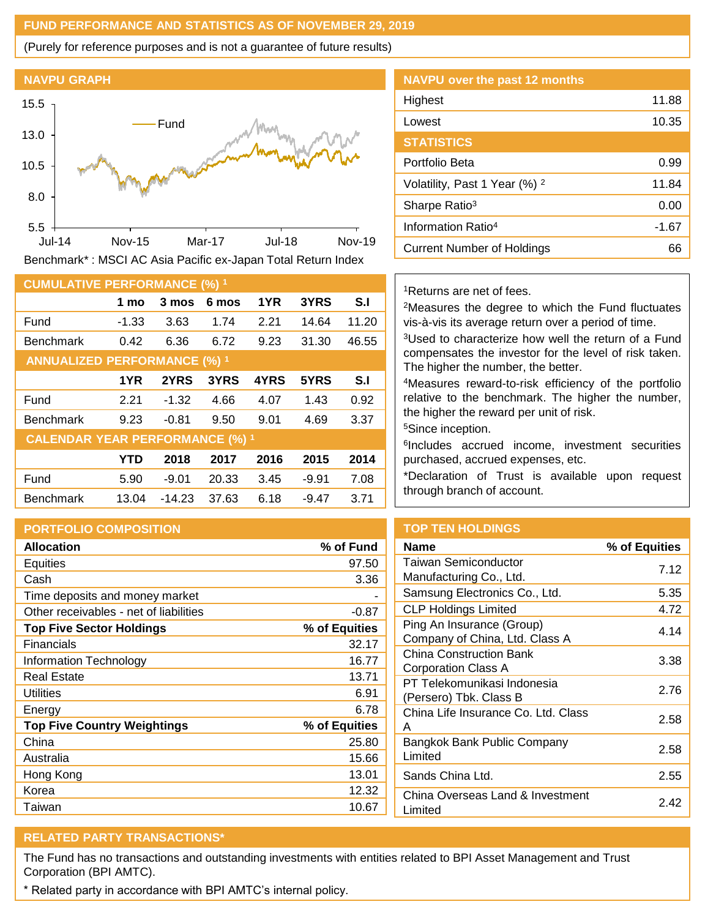## FUND PERFORMANCE AND STATISTICS AS OF NOVEMBER 29, 2019

(Purely for reference purposes and is not a guarantee of future results)

### NAVPU GRAPH

Benchmark* : MSCI AC Asia Pacific ex-Japan Total Return Index

### NAVPU over the past 12 months

| | |
|---|---|
| Highest | 11.88 |
| Lowest | 10.35 |

### STATISTICS

| | |
|---|---|
| Portfolio Beta | 0.99 |
| Volatility, Past 1 Year (%) [2] | 11.84 |
| Sharpe Ratio[3] | 0.00 |
| Information Ratio[4] | -1.67 |
| Current Number of Holdings | 66 |

### CUMULATIVE PERFORMANCE (%) [1]

| | 1 mo | 3 mos | 6 mos | 1YR | 3YRS | S.I |
|---|---|---|---|---|---|---|
| Fund | -1.33 | 3.63 | 1.74 | 2.21 | 14.64 | 11.20 |
| Benchmark | 0.42 | 6.36 | 6.72 | 9.23 | 31.30 | 46.55 |

### ANNUALIZED PERFORMANCE (%) [1]

| | 1YR | 2YRS | 3YRS | 4YRS | 5YRS | S.I |
|---|---|---|---|---|---|---|
| Fund | 2.21 | -1.32 | 4.66 | 4.07 | 1.43 | 0.92 |
| Benchmark | 9.23 | -0.81 | 9.50 | 9.01 | 4.69 | 3.37 |

### CALENDAR YEAR PERFORMANCE (%) [1]

| | YTD | 2018 | 2017 | 2016 | 2015 | 2014 |
|---|---|---|---|---|---|---|
| Fund | 5.90 | -9.01 | 20.33 | 3.45 | -9.91 | 7.08 |
| Benchmark | 13.04 | -14.23 | 37.63 | 6.18 | -9.47 | 3.71 |

[1]Returns are net of fees.
[2]Measures the degree to which the Fund fluctuates vis-à-vis its average return over a period of time.
[3]Used to characterize how well the return of a Fund compensates the investor for the level of risk taken. The higher the number, the better.
[4]Measures reward-to-risk efficiency of the portfolio relative to the benchmark. The higher the number, the higher the reward per unit of risk.
[5]Since inception.
[6]Includes accrued income, investment securities purchased, accrued expenses, etc.
*Declaration of Trust is available upon request through branch of account.

### PORTFOLIO COMPOSITION

| Allocation | % of Fund |
|---|---|
| Equities | 97.50 |
| Cash | 3.36 |
| Time deposits and money market | - |
| Other receivables - net of liabilities | -0.87 |
| **Top Five Sector Holdings** | **% of Equities** |
| Financials | 32.17 |
| Information Technology | 16.77 |
| Real Estate | 13.71 |
| Utilities | 6.91 |
| Energy | 6.78 |
| **Top Five Country Weightings** | **% of Equities** |
| China | 25.80 |
| Australia | 15.66 |
| Hong Kong | 13.01 |
| Korea | 12.32 |
| Taiwan | 10.67 |

### TOP TEN HOLDINGS

| Name | % of Equities |
|---|---|
| Taiwan Semiconductor Manufacturing Co., Ltd. | 7.12 |
| Samsung Electronics Co., Ltd. | 5.35 |
| CLP Holdings Limited | 4.72 |
| Ping An Insurance (Group) Company of China, Ltd. Class A | 4.14 |
| China Construction Bank Corporation Class A | 3.38 |
| PT Telekomunikasi Indonesia (Persero) Tbk. Class B | 2.76 |
| China Life Insurance Co. Ltd. Class A | 2.58 |
| Bangkok Bank Public Company Limited | 2.58 |
| Sands China Ltd. | 2.55 |
| China Overseas Land & Investment Limited | 2.42 |

### RELATED PARTY TRANSACTIONS*

The Fund has no transactions and outstanding investments with entities related to BPI Asset Management and Trust Corporation (BPI AMTC).

* Related party in accordance with BPI AMTC's internal policy.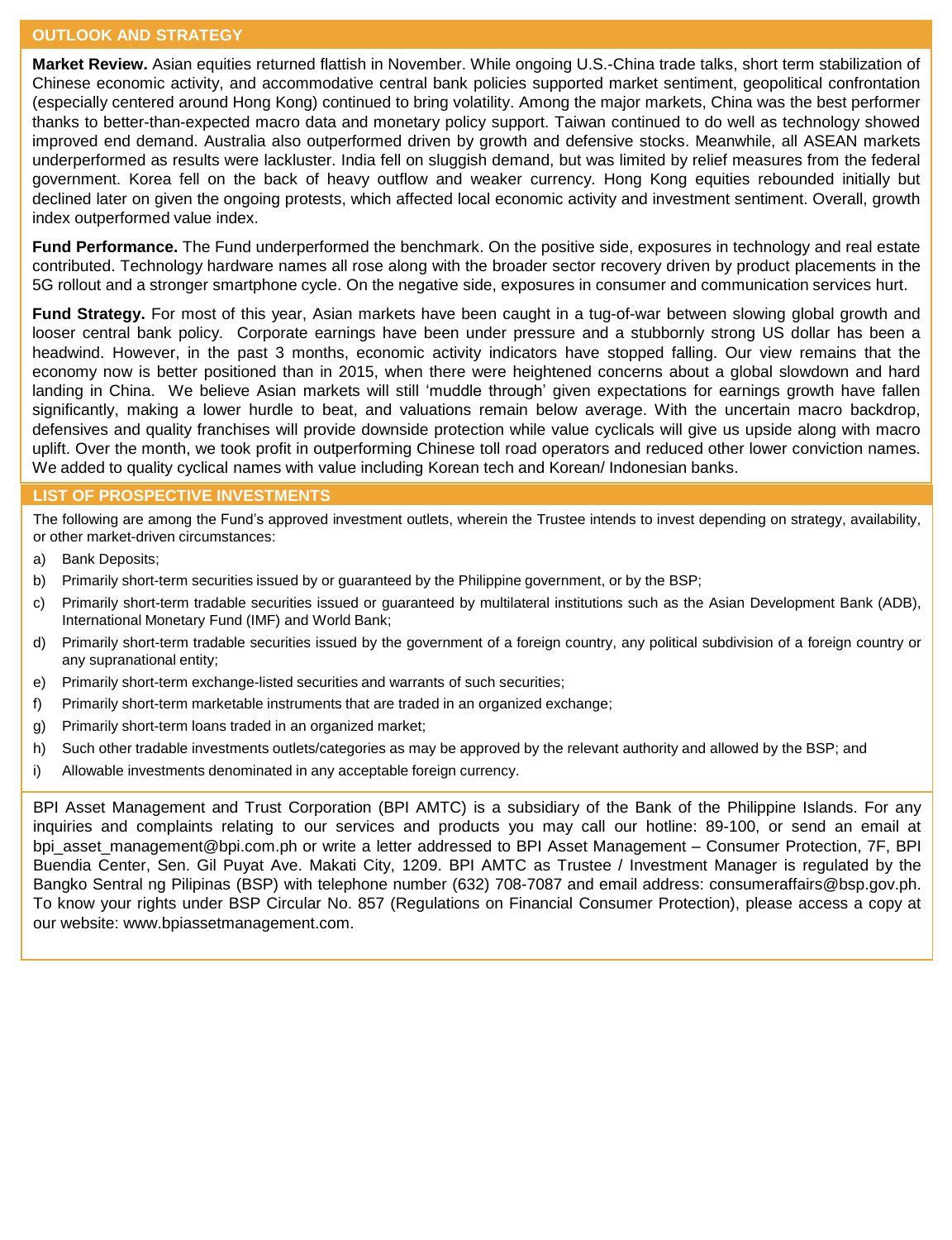## OUTLOOK AND STRATEGY

**Market Review.** Asian equities returned flattish in November. While ongoing U.S.-China trade talks, short term stabilization of Chinese economic activity, and accommodative central bank policies supported market sentiment, geopolitical confrontation (especially centered around Hong Kong) continued to bring volatility. Among the major markets, China was the best performer thanks to better-than-expected macro data and monetary policy support. Taiwan continued to do well as technology showed improved end demand. Australia also outperformed driven by growth and defensive stocks. Meanwhile, all ASEAN markets underperformed as results were lackluster. India fell on sluggish demand, but was limited by relief measures from the federal government. Korea fell on the back of heavy outflow and weaker currency. Hong Kong equities rebounded initially but declined later on given the ongoing protests, which affected local economic activity and investment sentiment. Overall, growth index outperformed value index.

**Fund Performance.** The Fund underperformed the benchmark. On the positive side, exposures in technology and real estate contributed. Technology hardware names all rose along with the broader sector recovery driven by product placements in the 5G rollout and a stronger smartphone cycle. On the negative side, exposures in consumer and communication services hurt.

**Fund Strategy.** For most of this year, Asian markets have been caught in a tug-of-war between slowing global growth and looser central bank policy. Corporate earnings have been under pressure and a stubbornly strong US dollar has been a headwind. However, in the past 3 months, economic activity indicators have stopped falling. Our view remains that the economy now is better positioned than in 2015, when there were heightened concerns about a global slowdown and hard landing in China. We believe Asian markets will still 'muddle through' given expectations for earnings growth have fallen significantly, making a lower hurdle to beat, and valuations remain below average. With the uncertain macro backdrop, defensives and quality franchises will provide downside protection while value cyclicals will give us upside along with macro uplift. Over the month, we took profit in outperforming Chinese toll road operators and reduced other lower conviction names. We added to quality cyclical names with value including Korean tech and Korean/ Indonesian banks.

## LIST OF PROSPECTIVE INVESTMENTS

The following are among the Fund's approved investment outlets, wherein the Trustee intends to invest depending on strategy, availability, or other market-driven circumstances:

a) Bank Deposits;
b) Primarily short-term securities issued by or guaranteed by the Philippine government, or by the BSP;
c) Primarily short-term tradable securities issued or guaranteed by multilateral institutions such as the Asian Development Bank (ADB), International Monetary Fund (IMF) and World Bank;
d) Primarily short-term tradable securities issued by the government of a foreign country, any political subdivision of a foreign country or any supranational entity;
e) Primarily short-term exchange-listed securities and warrants of such securities;
f) Primarily short-term marketable instruments that are traded in an organized exchange;
g) Primarily short-term loans traded in an organized market;
h) Such other tradable investments outlets/categories as may be approved by the relevant authority and allowed by the BSP; and
i) Allowable investments denominated in any acceptable foreign currency.

BPI Asset Management and Trust Corporation (BPI AMTC) is a subsidiary of the Bank of the Philippine Islands. For any inquiries and complaints relating to our services and products you may call our hotline: 89-100, or send an email at bpi_asset_management@bpi.com.ph or write a letter addressed to BPI Asset Management – Consumer Protection, 7F, BPI Buendia Center, Sen. Gil Puyat Ave. Makati City, 1209. BPI AMTC as Trustee / Investment Manager is regulated by the Bangko Sentral ng Pilipinas (BSP) with telephone number (632) 708-7087 and email address: consumeraffairs@bsp.gov.ph. To know your rights under BSP Circular No. 857 (Regulations on Financial Consumer Protection), please access a copy at our website: www.bpiassetmanagement.com.